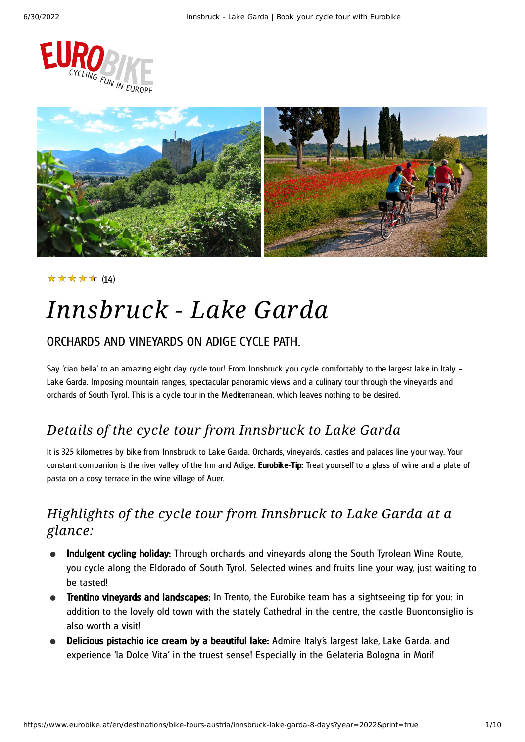★★★★★ (14)

# Innsbruck - Lake Garda

## ORCHARDS AND VINEYARDS ON ADIGE CYCLE PATH.

Say 'ciao bella' to an amazing eight day cycle tour! From Innsbruck you cycle comfortably to the largest lake in Italy – Lake Garda. Imposing mountain ranges, spectacular panoramic views and a culinary tour through the vineyards and orchards of South Tyrol. This is a cycle tour in the Mediterranean, which leaves nothing to be desired.

## *Details of the cycle tour from Innsbruck to Lake Garda*

It is 325 kilometres by bike from Innsbruck to Lake Garda. Orchards, vineyards, castles and palaces line your way. Your constant companion is the river valley of the Inn and Adige. **Eurobike-Tip:** Treat yourself to a glass of wine and a plate of pasta on a cosy terrace in the wine village of Auer.

## *Highlights of the cycle tour from Innsbruck to Lake Garda at a glance:*

- **Indulgent cycling holiday:** Through orchards and vineyards along the South Tyrolean Wine Route, you cycle along the Eldorado of South Tyrol. Selected wines and fruits line your way, just waiting to be tasted!
- **Trentino vineyards and landscapes:** In Trento, the Eurobike team has a sightseeing tip for you: in addition to the lovely old town with the stately Cathedral in the centre, the castle Buonconsiglio is also worth a visit!
- **Delicious pistachio ice cream by a beautiful lake:** Admire Italy's largest lake, Lake Garda, and experience 'la Dolce Vita' in the truest sense! Especially in the Gelateria Bologna in Mori!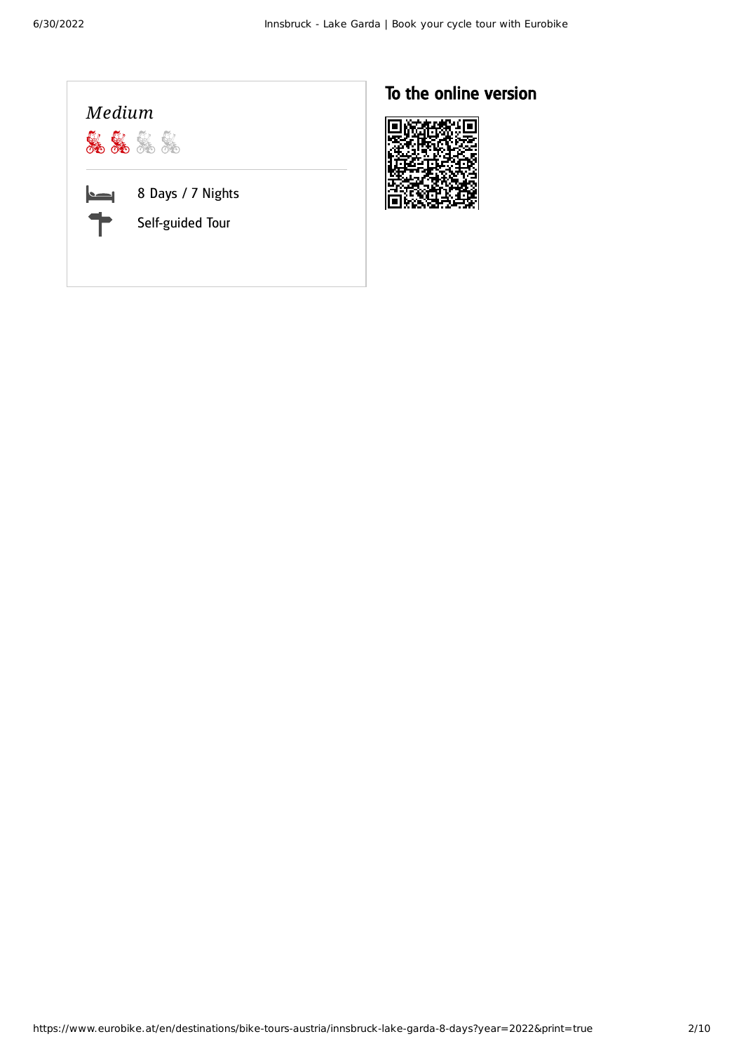*Medium*

8 Days / 7 Nights

Self-guided Tour

## To the online version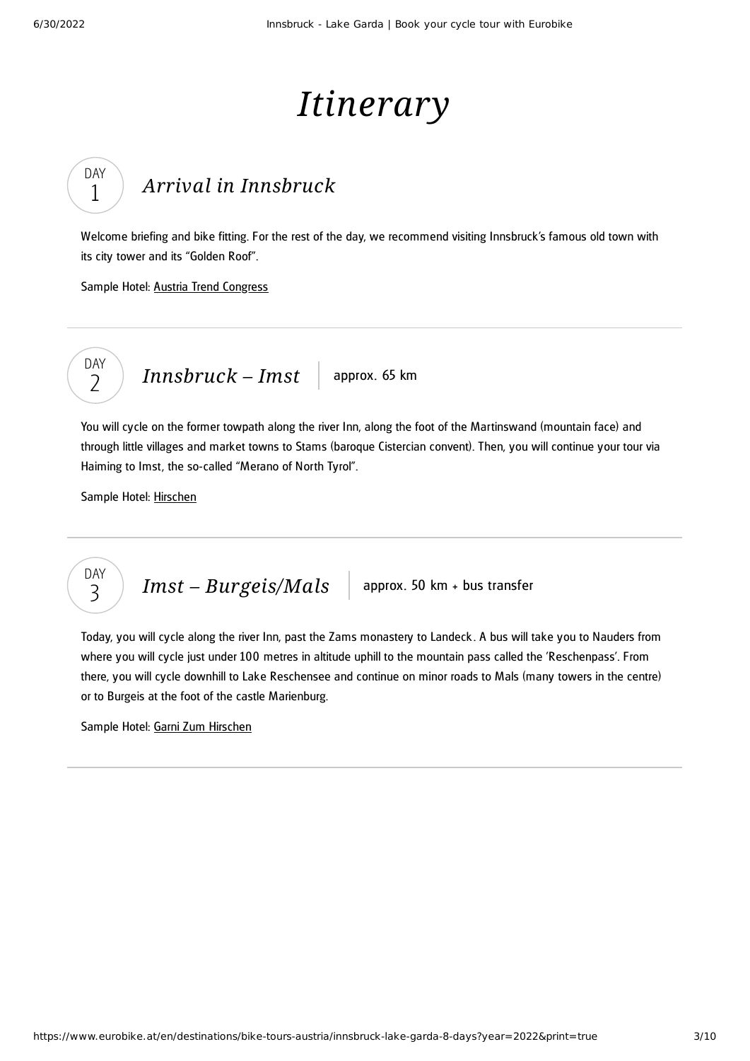# *Itinerary*

## DAY 1 *Arrival in Innsbruck*

Welcome briefing and bike fitting. For the rest of the day, we recommend visiting Innsbruck's famous old town with its city tower and its "Golden Roof".

Sample Hotel: Austria Trend Congress

---

## DAY 2 *Innsbruck – Imst* | approx. 65 km

You will cycle on the former towpath along the river Inn, along the foot of the Martinswand (mountain face) and through little villages and market towns to Stams (baroque Cistercian convent). Then, you will continue your tour via Haiming to Imst, the so-called "Merano of North Tyrol".

Sample Hotel: Hirschen

---

## DAY 3 *Imst – Burgeis/Mals* | approx. 50 km + bus transfer

Today, you will cycle along the river Inn, past the Zams monastery to Landeck. A bus will take you to Nauders from where you will cycle just under 100 metres in altitude uphill to the mountain pass called the 'Reschenpass'. From there, you will cycle downhill to Lake Reschensee and continue on minor roads to Mals (many towers in the centre) or to Burgeis at the foot of the castle Marienburg.

Sample Hotel: Garni Zum Hirschen

---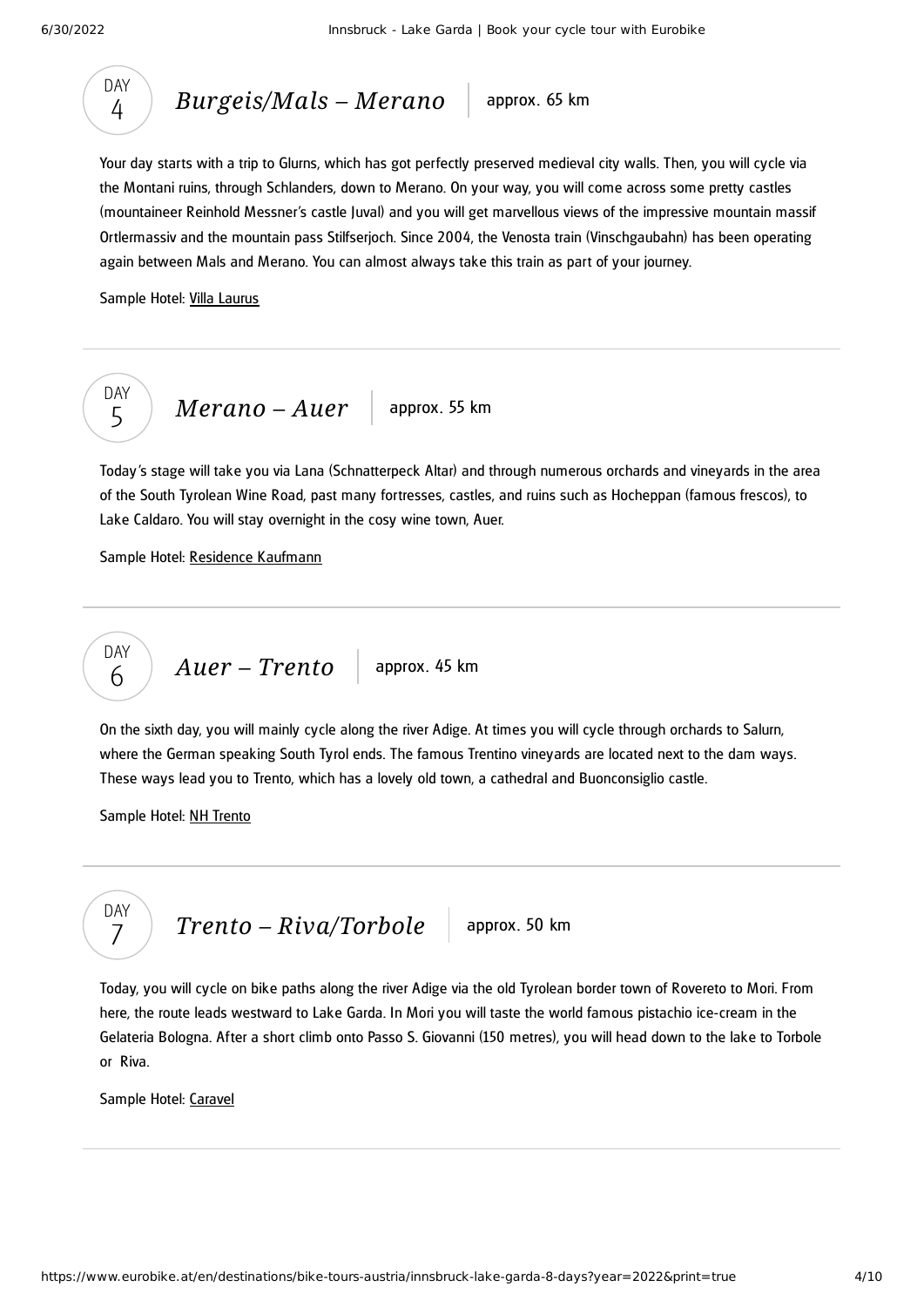## DAY 4 *Burgeis/Mals – Merano* | approx. 65 km

Your day starts with a trip to Glurns, which has got perfectly preserved medieval city walls. Then, you will cycle via the Montani ruins, through Schlanders, down to Merano. On your way, you will come across some pretty castles (mountaineer Reinhold Messner's castle Juval) and you will get marvellous views of the impressive mountain massif Ortlermassiv and the mountain pass Stilfserjoch. Since 2004, the Venosta train (Vinschgaubahn) has been operating again between Mals and Merano. You can almost always take this train as part of your journey.

Sample Hotel: Villa Laurus

---

## DAY 5 *Merano – Auer* | approx. 55 km

Today's stage will take you via Lana (Schnatterpeck Altar) and through numerous orchards and vineyards in the area of the South Tyrolean Wine Road, past many fortresses, castles, and ruins such as Hocheppan (famous frescos), to Lake Caldaro. You will stay overnight in the cosy wine town, Auer.

Sample Hotel: Residence Kaufmann

---

## DAY 6 *Auer – Trento* | approx. 45 km

On the sixth day, you will mainly cycle along the river Adige. At times you will cycle through orchards to Salurn, where the German speaking South Tyrol ends. The famous Trentino vineyards are located next to the dam ways. These ways lead you to Trento, which has a lovely old town, a cathedral and Buonconsiglio castle.

Sample Hotel: NH Trento

---

## DAY 7 *Trento – Riva/Torbole* | approx. 50 km

Today, you will cycle on bike paths along the river Adige via the old Tyrolean border town of Rovereto to Mori. From here, the route leads westward to Lake Garda. In Mori you will taste the world famous pistachio ice-cream in the Gelateria Bologna. After a short climb onto Passo S. Giovanni (150 metres), you will head down to the lake to Torbole or Riva.

Sample Hotel: Caravel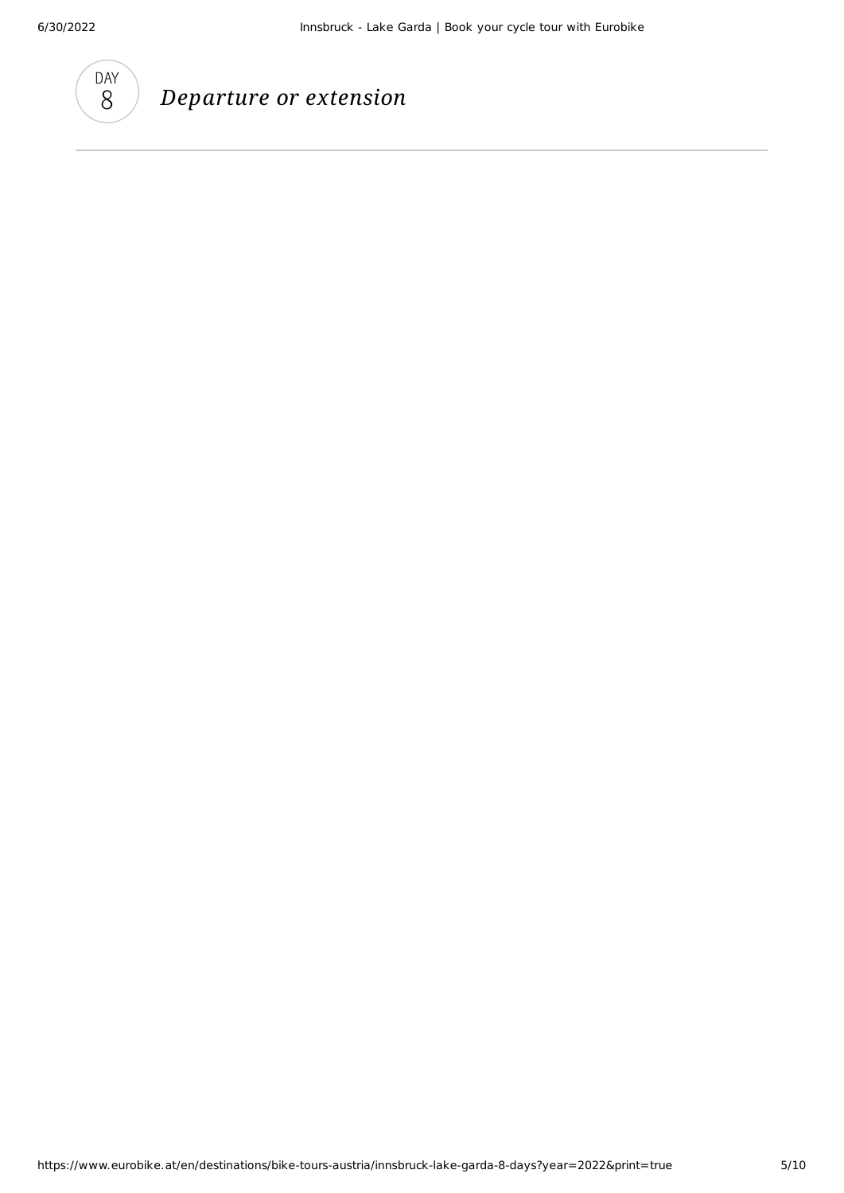DAY 8

## *Departure or extension*

---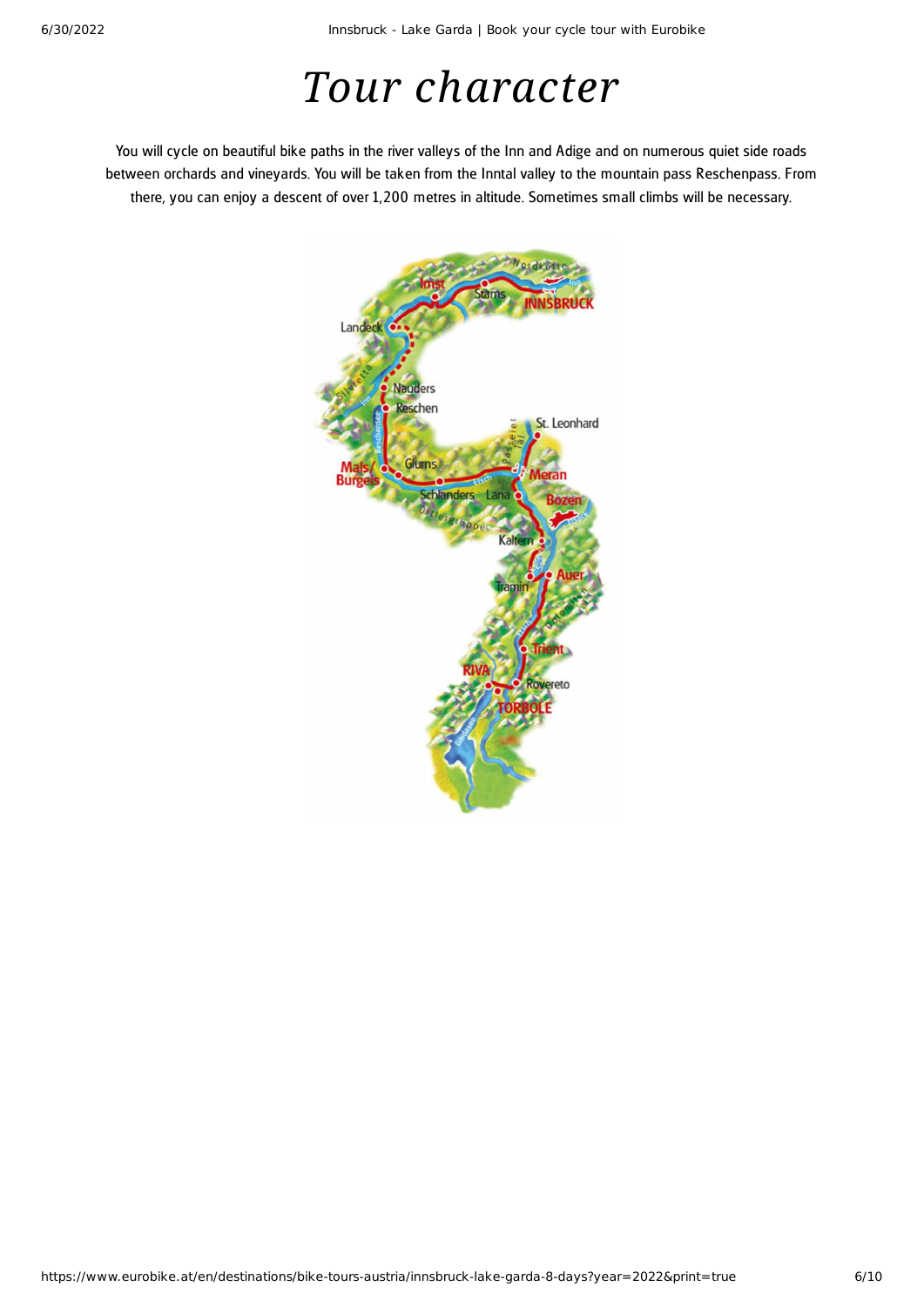# Tour character

You will cycle on beautiful bike paths in the river valleys of the Inn and Adige and on numerous quiet side roads between orchards and vineyards. You will be taken from the Inntal valley to the mountain pass Reschenpass. From there, you can enjoy a descent of over 1,200 metres in altitude. Sometimes small climbs will be necessary.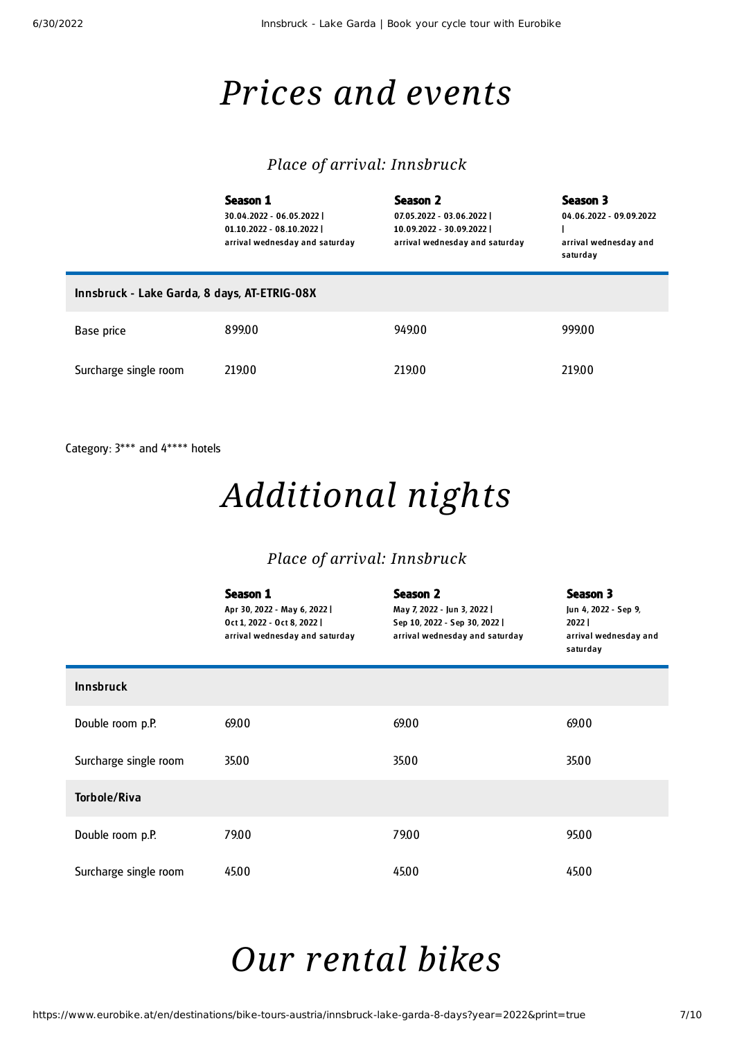# Prices and events

## Place of arrival: Innsbruck

| | Season 1<br>30.04.2022 - 06.05.2022 \|<br>01.10.2022 - 08.10.2022 \|<br>arrival wednesday and saturday | Season 2<br>07.05.2022 - 03.06.2022 \|<br>10.09.2022 - 30.09.2022 \|<br>arrival wednesday and saturday | Season 3<br>04.06.2022 - 09.09.2022<br>\|<br>arrival wednesday and saturday |
|---|---|---|---|
| **Innsbruck - Lake Garda, 8 days, AT-ETRIG-08X** | | | |
| Base price | 899.00 | 949.00 | 999.00 |
| Surcharge single room | 219.00 | 219.00 | 219.00 |

Category: 3*** and 4**** hotels

# Additional nights

## Place of arrival: Innsbruck

| | Season 1<br>Apr 30, 2022 - May 6, 2022 \|<br>Oct 1, 2022 - Oct 8, 2022 \|<br>arrival wednesday and saturday | Season 2<br>May 7, 2022 - Jun 3, 2022 \|<br>Sep 10, 2022 - Sep 30, 2022 \|<br>arrival wednesday and saturday | Season 3<br>Jun 4, 2022 - Sep 9, 2022 \|<br>arrival wednesday and saturday |
|---|---|---|---|
| **Innsbruck** | | | |
| Double room p.P. | 69.00 | 69.00 | 69.00 |
| Surcharge single room | 35.00 | 35.00 | 35.00 |
| **Torbole/Riva** | | | |
| Double room p.P. | 79.00 | 79.00 | 95.00 |
| Surcharge single room | 45.00 | 45.00 | 45.00 |

# Our rental bikes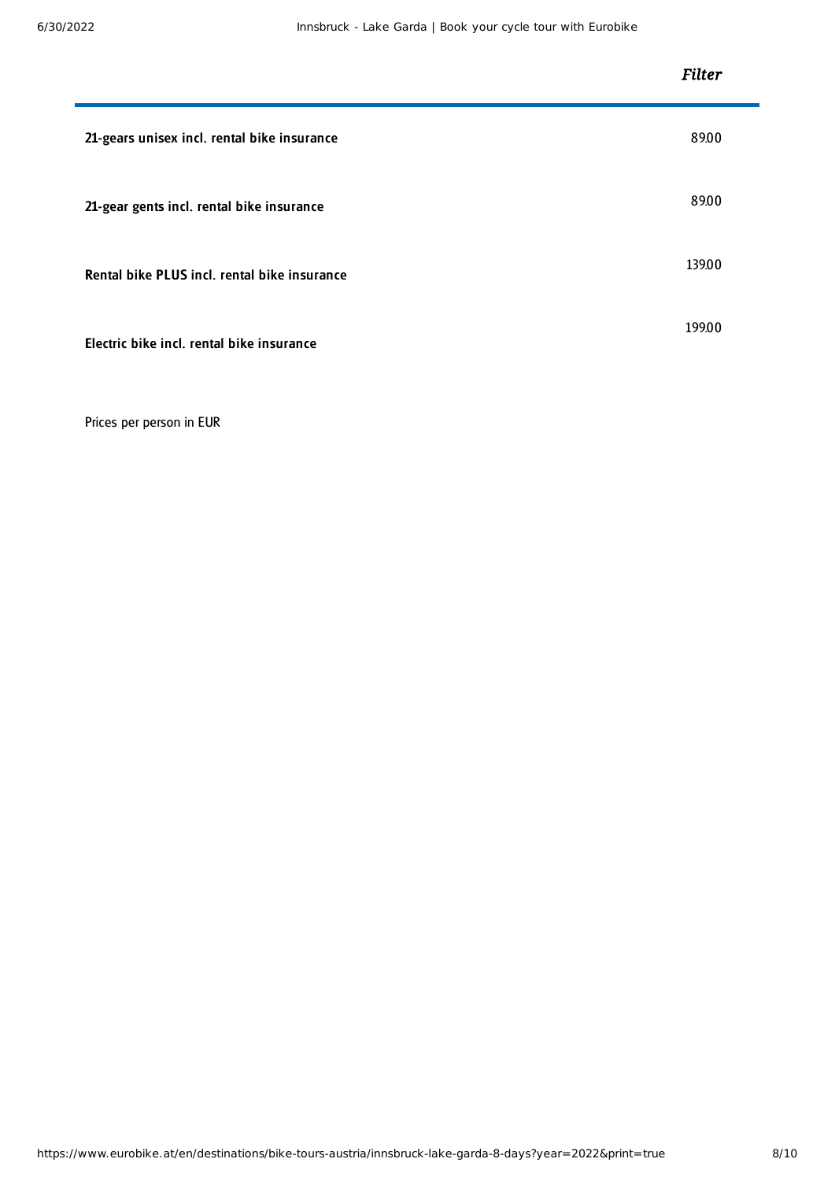| | *Filter* |
|---|---|
| **21-gears unisex incl. rental bike insurance** | 89.00 |
| **21-gear gents incl. rental bike insurance** | 89.00 |
| **Rental bike PLUS incl. rental bike insurance** | 139.00 |
| **Electric bike incl. rental bike insurance** | 199.00 |

Prices per person in EUR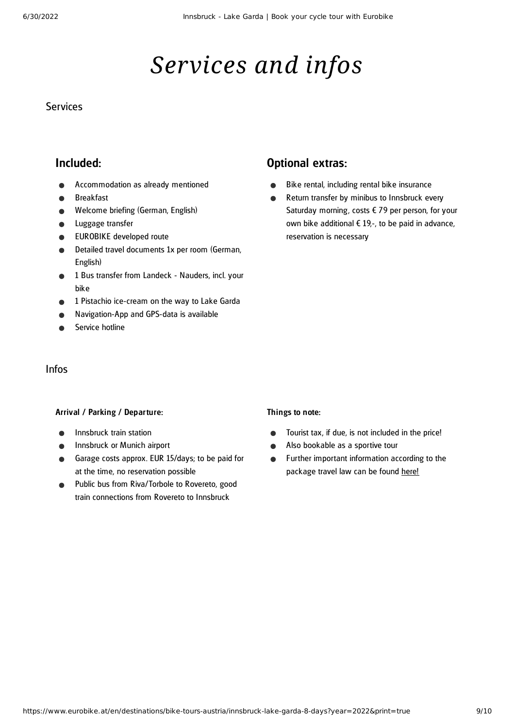# *Services and infos*

## Services

### Included:

- Accommodation as already mentioned
- Breakfast
- Welcome briefing (German, English)
- Luggage transfer
- EUROBIKE developed route
- Detailed travel documents 1x per room (German, English)
- 1 Bus transfer from Landeck - Nauders, incl. your bike
- 1 Pistachio ice-cream on the way to Lake Garda
- Navigation-App and GPS-data is available
- Service hotline

### Optional extras:

- Bike rental, including rental bike insurance
- Return transfer by minibus to Innsbruck every Saturday morning, costs € 79 per person, for your own bike additional € 19,-, to be paid in advance, reservation is necessary

## Infos

**Arrival / Parking / Departure:**

- Innsbruck train station
- Innsbruck or Munich airport
- Garage costs approx. EUR 15/days; to be paid for at the time, no reservation possible
- Public bus from Riva/Torbole to Rovereto, good train connections from Rovereto to Innsbruck

**Things to note:**

- Tourist tax, if due, is not included in the price!
- Also bookable as a sportive tour
- Further important information according to the package travel law can be found here!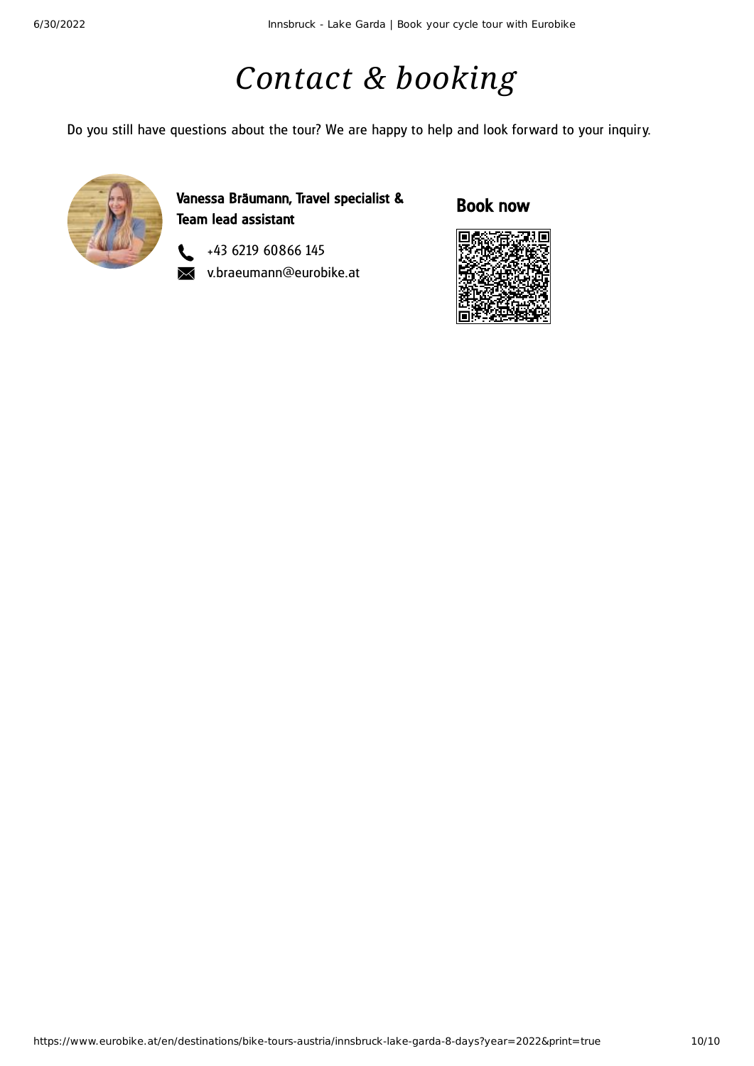# *Contact & booking*

Do you still have questions about the tour? We are happy to help and look forward to your inquiry.

**Vanessa Bräumann, Travel specialist & Team lead assistant**

+43 6219 60866 145

v.braeumann@eurobike.at

**Book now**